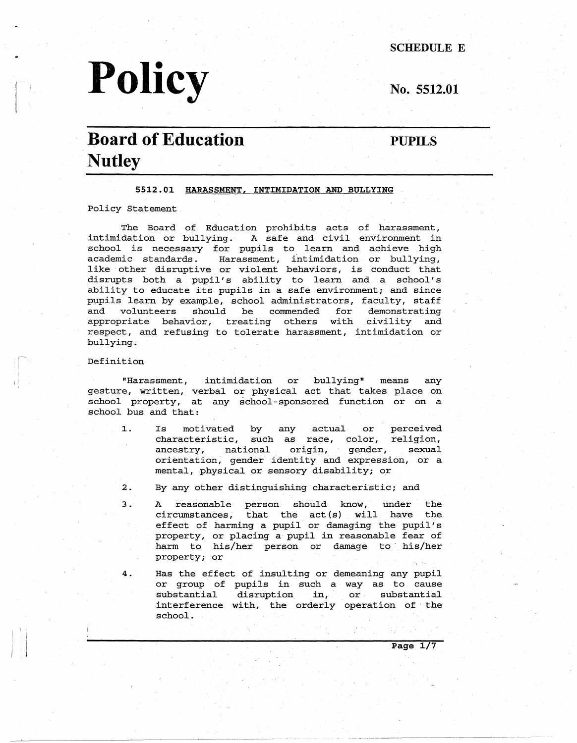SCHEDULE E

# Policy

No. 5512.01

## Board of Education Nutley

PUPILS

### 5512.01 HARASSMENT, INTIMIDATION AND BULLYING

Policy Statement

The Board of Education prohibits acts of harassment, intimidation or bullying. A safe and civil environment in school is necessary for pupils to learn and achieve high academic standards. Harassment, intimidation or bullying, like other disruptive or violent behaviors, is conduct that disrupts both a pupil's ability to learn and a school's ability to educate its pupils in a safe environment; and since pupils learn by example, school administrators, faculty, staff and volunteers should be commended for demonstrating appropriate behavior, treating others with civility and respect, and refusing to tolerate harassment, intimidation or bullying.

Definition

"Harassment, intimidation or bullying" means any gesture, written, verbal or physical act that takes place on school property, at any school-sponsored function or on a school bus and that:

1. Is motivated by any actual or perceived characteristic, such as race, color, religion, ancestry, national origin, gender, sexual orientation, gender identity and expression, or a mental, physical or sensory disability; or

2. By any other distinguishing characteristic; and

3. A reasonable person should know, under the circumstances, that the act(s) will have the effect of harming a pupil or damaging the pupil's property, or placing a pupil in reasonable fear of harm to his/her person or damage to his/her property; or

4. Has the effect of insulting or demeaning any pupil or group of pupils in such a way as to cause substantial disruption in, or substantial interference with, the orderly operation of the school.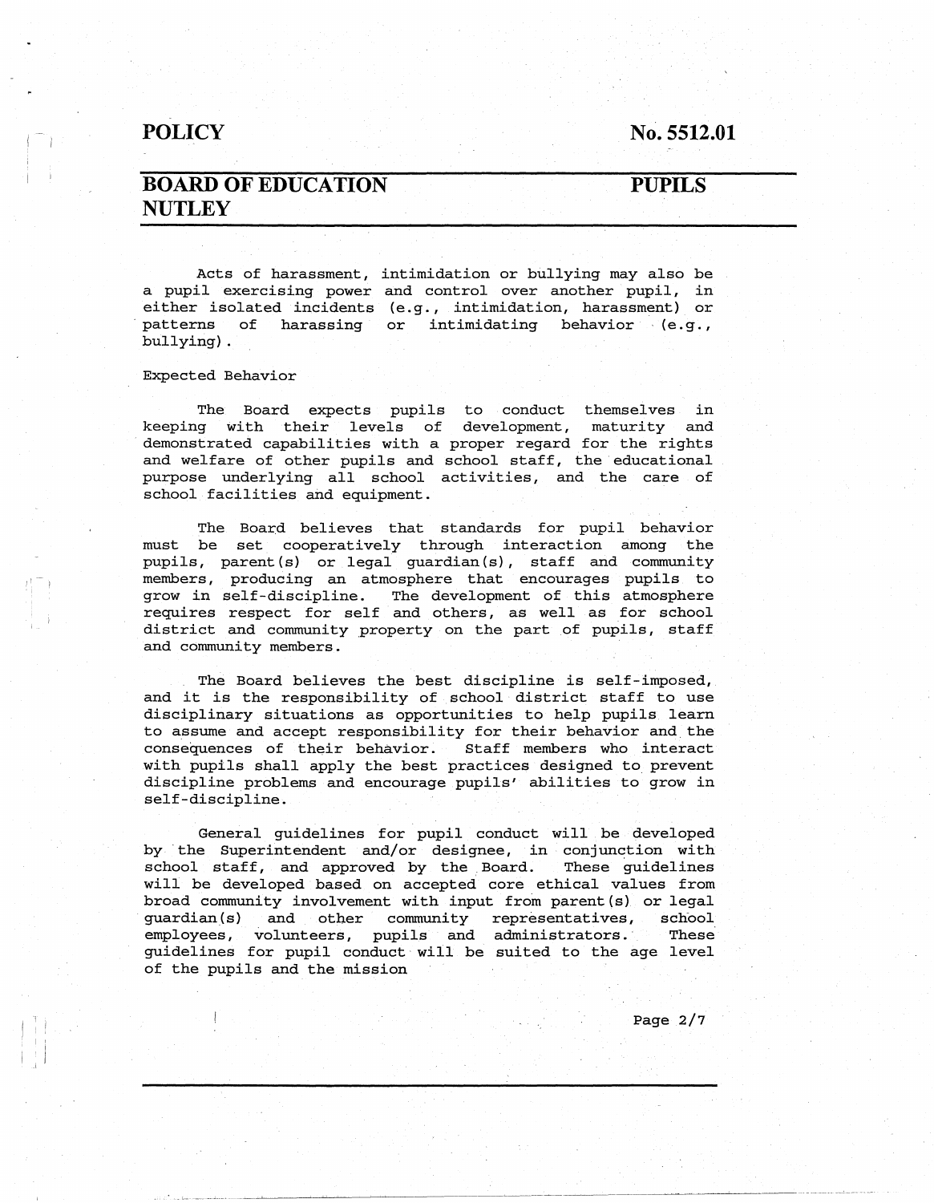Acts of harassment, intimidation or bullying may also be a pupil exercising power and control over another pupil, in either isolated incidents (e.g., intimidation, harassment) or patterns of harassing or intimidating behavior (e.g., bullying).

Expected Behavior

The Board expects pupils to conduct themselves in keeping with their levels of development, maturity and demonstrated capabilities with a proper regard for the rights and welfare of other pupils and school staff, the educational purpose underlying all school activities, and the care of school facilities and equipment.

The Board believes that standards for pupil behavior must be set cooperatively through interaction among the pupils, parent(s) or legal guardian(s), staff and community members, producing an atmosphere that encourages pupils to grow in self-discipline. The development of this atmosphere requires respect for self and others, as well as for school district and community property on the part of pupils, staff and community members.

The Board believes the best discipline is self-imposed, and it is the responsibility of school district staff to use disciplinary situations as opportunities to help pupils learn to assume and accept responsibility for their behavior and the consequences of their behavior. Staff members who interact with pupils shall apply the best practices designed to prevent discipline problems and encourage pupils' abilities to grow in self-discipline.

General guidelines for pupil conduct will be developed by the Superintendent and/or designee, in conjunction with school staff, and approved by the Board. These guidelines will be developed based on accepted core ethical values from broad community involvement with input from parent(s) or legal guardian(s) and other community representatives, school employees, volunteers, pupils and administrators. These guidelines for pupil conduct will be suited to the age level of the pupils and the mission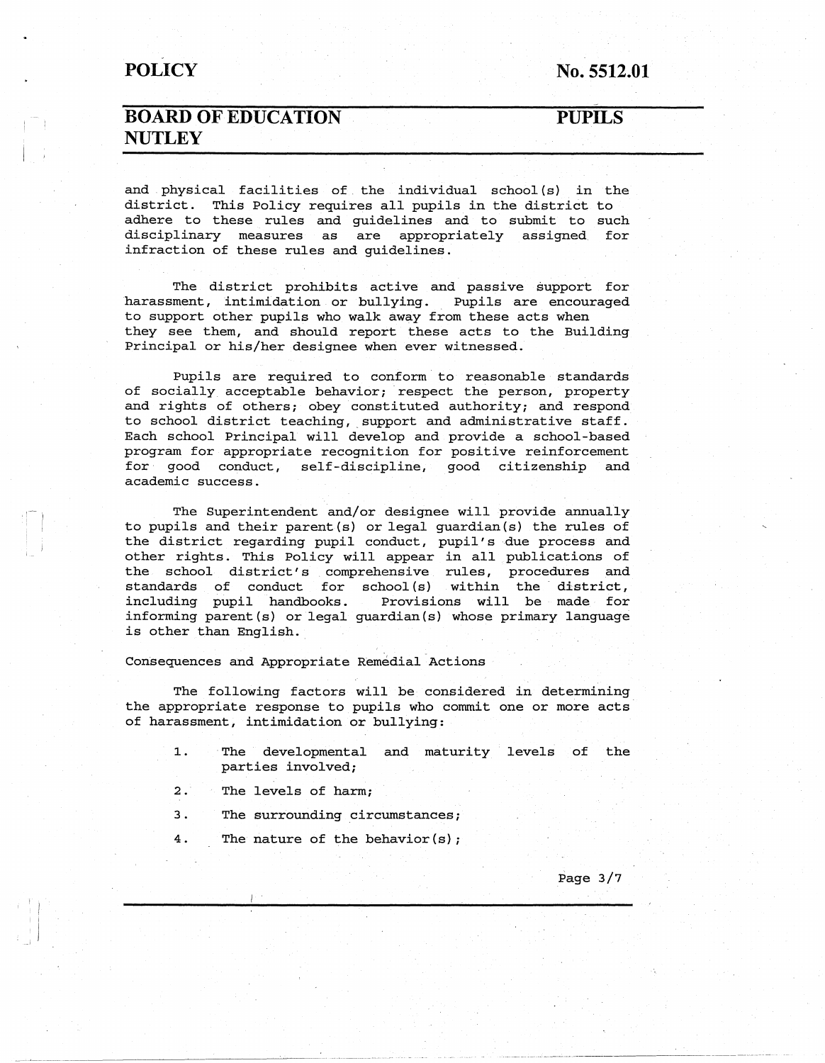and physical facilities of the individual school(s) in the district. This Policy requires all pupils in the district to adhere to these rules and guidelines and to submit to such disciplinary measures as are appropriately assigned for infraction of these rules and guidelines.

The district prohibits active and passive support for harassment, intimidation or bullying. Pupils are encouraged to support other pupils who walk away from these acts when they see them, and should report these acts to the Building Principal or his/her designee when ever witnessed.

Pupils are required to conform to reasonable standards of socially acceptable behavior; respect the person, property and rights of others; obey constituted authority; and respond to school district teaching, support and administrative staff. Each school Principal will develop and provide a school-based program for appropriate recognition for positive reinforcement for good conduct, self-discipline, good citizenship and academic success.

The Superintendent and/or designee will provide annually to pupils and their parent(s) or legal guardian(s) the rules of the district regarding pupil conduct, pupil's due process and other rights. This Policy will appear in all publications of the school district's comprehensive rules, procedures and standards of conduct for school(s) within the district, including pupil handbooks. Provisions will be made for informing parent(s) or legal guardian(s) whose primary language is other than English.

Consequences and Appropriate Remedial Actions

The following factors will be considered in determining the appropriate response to pupils who commit one or more acts of harassment, intimidation or bullying:

1. The developmental and maturity levels of the parties involved;
2. The levels of harm;
3. The surrounding circumstances;
4. The nature of the behavior(s);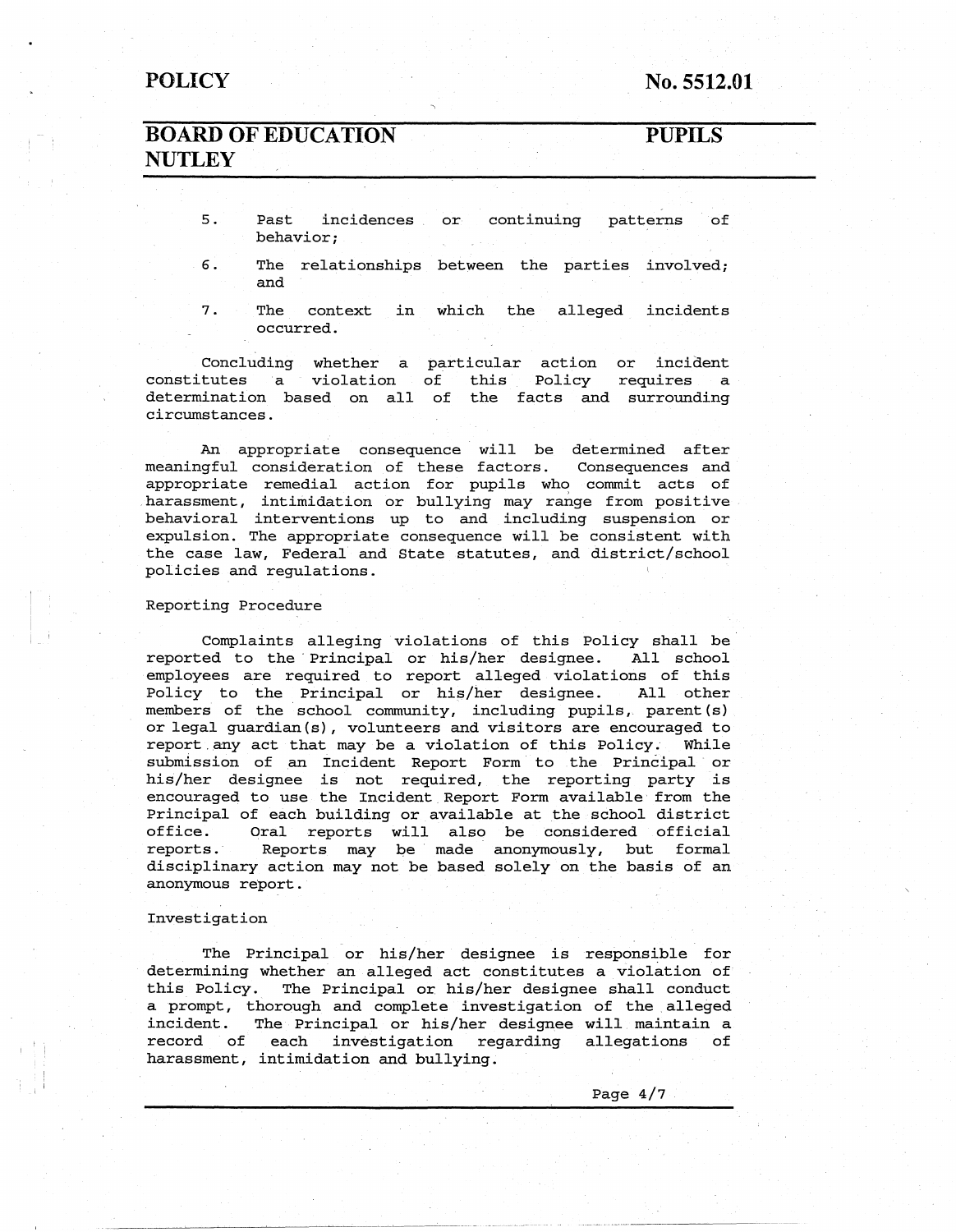5. Past incidences or continuing patterns of behavior;

6. The relationships between the parties involved; and

7. The context in which the alleged incidents occurred.

Concluding whether a particular action or incident constitutes a violation of this Policy requires a determination based on all of the facts and surrounding circumstances.

An appropriate consequence will be determined after meaningful consideration of these factors. Consequences and appropriate remedial action for pupils who commit acts of harassment, intimidation or bullying may range from positive behavioral interventions up to and including suspension or expulsion. The appropriate consequence will be consistent with the case law, Federal and State statutes, and district/school policies and regulations.

Reporting Procedure

Complaints alleging violations of this Policy shall be reported to the Principal or his/her designee. All school employees are required to report alleged violations of this Policy to the Principal or his/her designee. All other members of the school community, including pupils, parent(s) or legal guardian(s), volunteers and visitors are encouraged to report any act that may be a violation of this Policy. While submission of an Incident Report Form to the Principal or his/her designee is not required, the reporting party is encouraged to use the Incident Report Form available from the Principal of each building or available at the school district office. Oral reports will also be considered official reports. Reports may be made anonymously, but formal disciplinary action may not be based solely on the basis of an anonymous report.

Investigation

The Principal or his/her designee is responsible for determining whether an alleged act constitutes a violation of this Policy. The Principal or his/her designee shall conduct a prompt, thorough and complete investigation of the alleged incident. The Principal or his/her designee will maintain a record of each investigation regarding allegations of harassment, intimidation and bullying.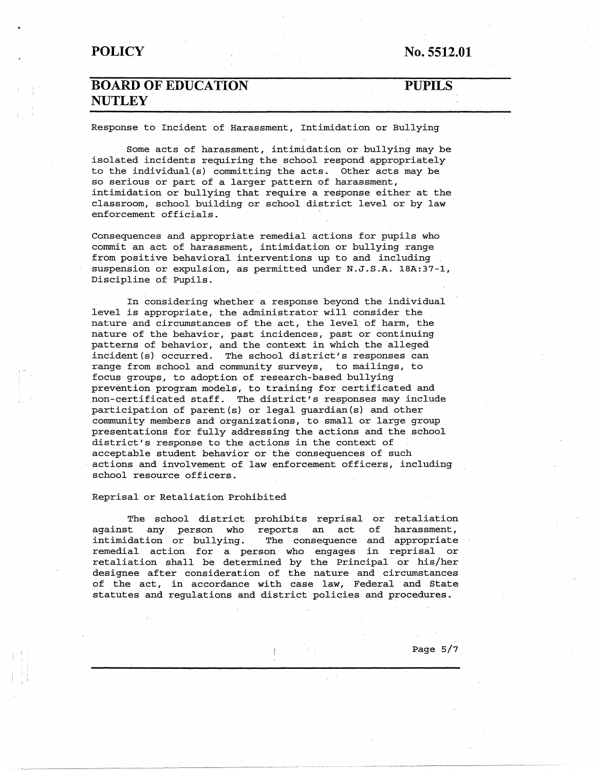Response to Incident of Harassment, Intimidation or Bullying

Some acts of harassment, intimidation or bullying may be isolated incidents requiring the school respond appropriately to the individual(s) committing the acts. Other acts may be so serious or part of a larger pattern of harassment, intimidation or bullying that require a response either at the classroom, school building or school district level or by law enforcement officials.

Consequences and appropriate remedial actions for pupils who commit an act of harassment, intimidation or bullying range from positive behavioral interventions up to and including suspension or expulsion, as permitted under N.J.S.A. 18A:37-1, Discipline of Pupils.

In considering whether a response beyond the individual level is appropriate, the administrator will consider the nature and circumstances of the act, the level of harm, the nature of the behavior, past incidences, past or continuing patterns of behavior, and the context in which the alleged incident(s) occurred. The school district's responses can range from school and community surveys, to mailings, to focus groups, to adoption of research-based bullying prevention program models, to training for certificated and non-certificated staff. The district's responses may include participation of parent(s) or legal guardian(s) and other community members and organizations, to small or large group presentations for fully addressing the actions and the school district's response to the actions in the context of acceptable student behavior or the consequences of such actions and involvement of law enforcement officers, including school resource officers.

Reprisal or Retaliation Prohibited

The school district prohibits reprisal or retaliation against any person who reports an act of harassment, intimidation or bullying. The consequence and appropriate remedial action for a person who engages in reprisal or retaliation shall be determined by the Principal or his/her designee after consideration of the nature and circumstances of the act, in accordance with case law, Federal and State statutes and regulations and district policies and procedures.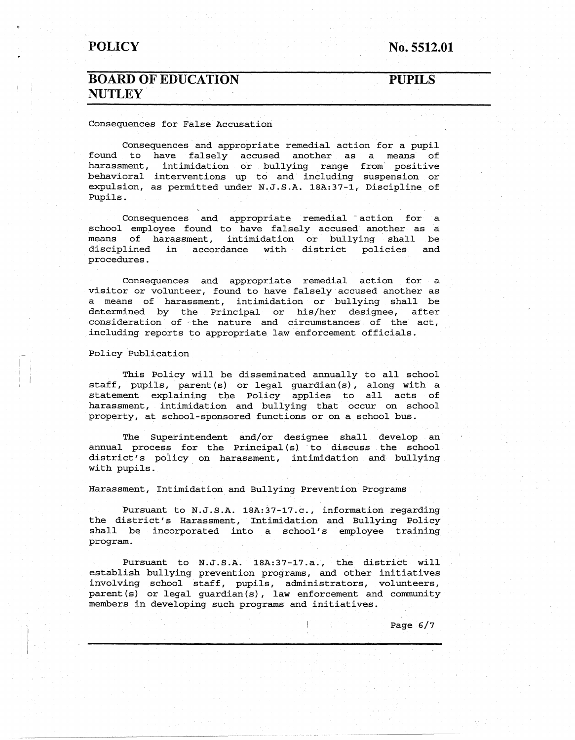## Consequences for False Accusation

Consequences and appropriate remedial action for a pupil found to have falsely accused another as a means of harassment, intimidation or bullying range from positive behavioral interventions up to and including suspension or expulsion, as permitted under N.J.S.A. 18A:37-1, Discipline of Pupils.

Consequences and appropriate remedial action for a school employee found to have falsely accused another as a means of harassment, intimidation or bullying shall be disciplined in accordance with district policies and procedures.

Consequences and appropriate remedial action for a visitor or volunteer, found to have falsely accused another as a means of harassment, intimidation or bullying shall be determined by the Principal or his/her designee, after consideration of the nature and circumstances of the act, including reports to appropriate law enforcement officials.

## Policy Publication

This Policy will be disseminated annually to all school staff, pupils, parent(s) or legal guardian(s), along with a statement explaining the Policy applies to all acts of harassment, intimidation and bullying that occur on school property, at school-sponsored functions or on a school bus.

The Superintendent and/or designee shall develop an annual process for the Principal(s) to discuss the school district's policy on harassment, intimidation and bullying with pupils.

## Harassment, Intimidation and Bullying Prevention Programs

Pursuant to N.J.S.A. 18A:37-17.c., information regarding the district's Harassment, Intimidation and Bullying Policy shall be incorporated into a school's employee training program.

Pursuant to N.J.S.A. 18A:37-17.a., the district will establish bullying prevention programs, and other initiatives involving school staff, pupils, administrators, volunteers, parent(s) or legal guardian(s), law enforcement and community members in developing such programs and initiatives.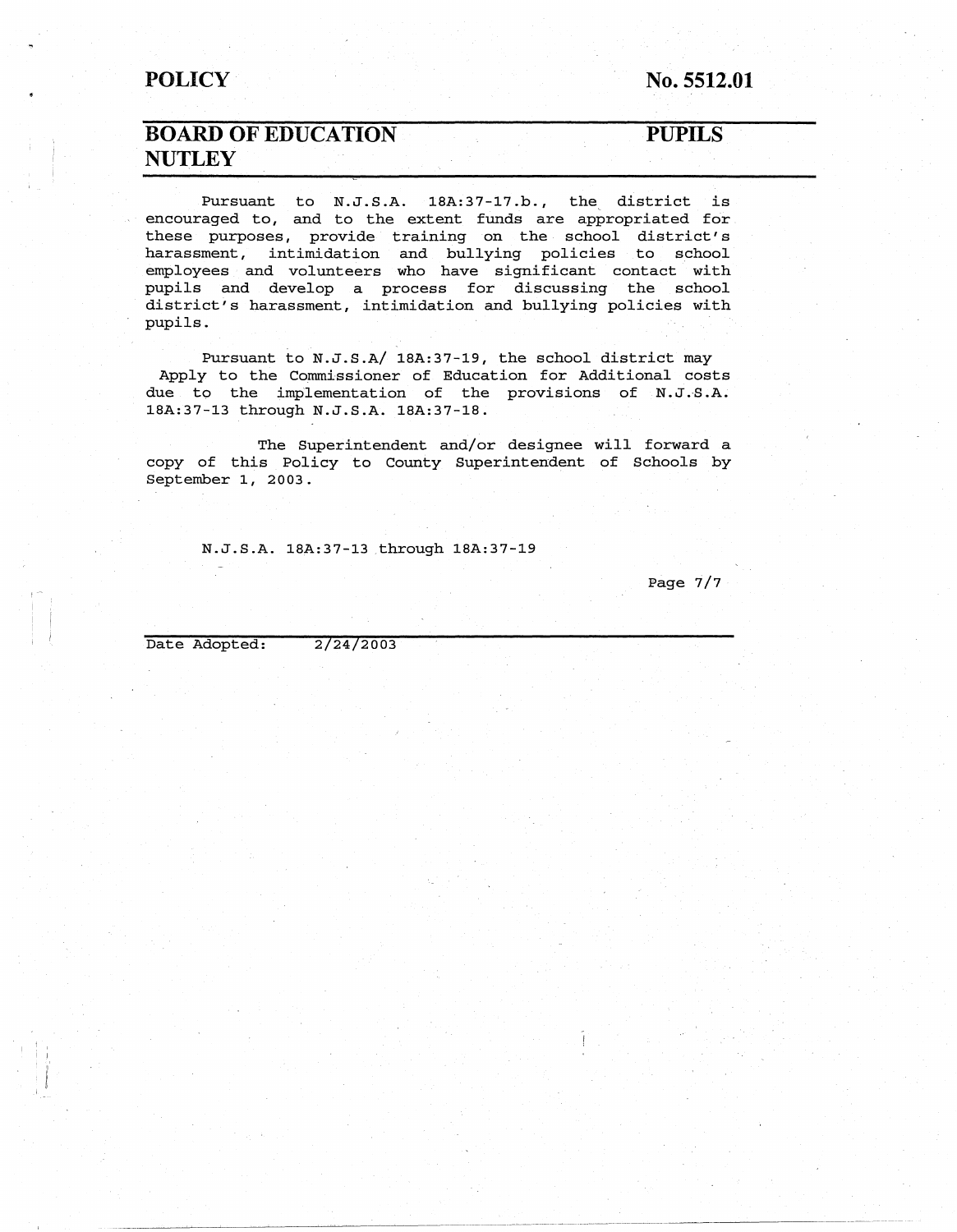Pursuant to N.J.S.A. 18A:37-17.b., the district is encouraged to, and to the extent funds are appropriated for these purposes, provide training on the school district's harassment, intimidation and bullying policies to school employees and volunteers who have significant contact with pupils and develop a process for discussing the school district's harassment, intimidation and bullying policies with pupils.

Pursuant to N.J.S.A/ 18A:37-19, the school district may Apply to the Commissioner of Education for Additional costs due to the implementation of the provisions of N.J.S.A. 18A:37-13 through N.J.S.A. 18A:37-18.

The Superintendent and/or designee will forward a copy of this Policy to County Superintendent of Schools by September 1, 2003.

N.J.S.A. 18A:37-13 through 18A:37-19

Date Adopted: 2/24/2003